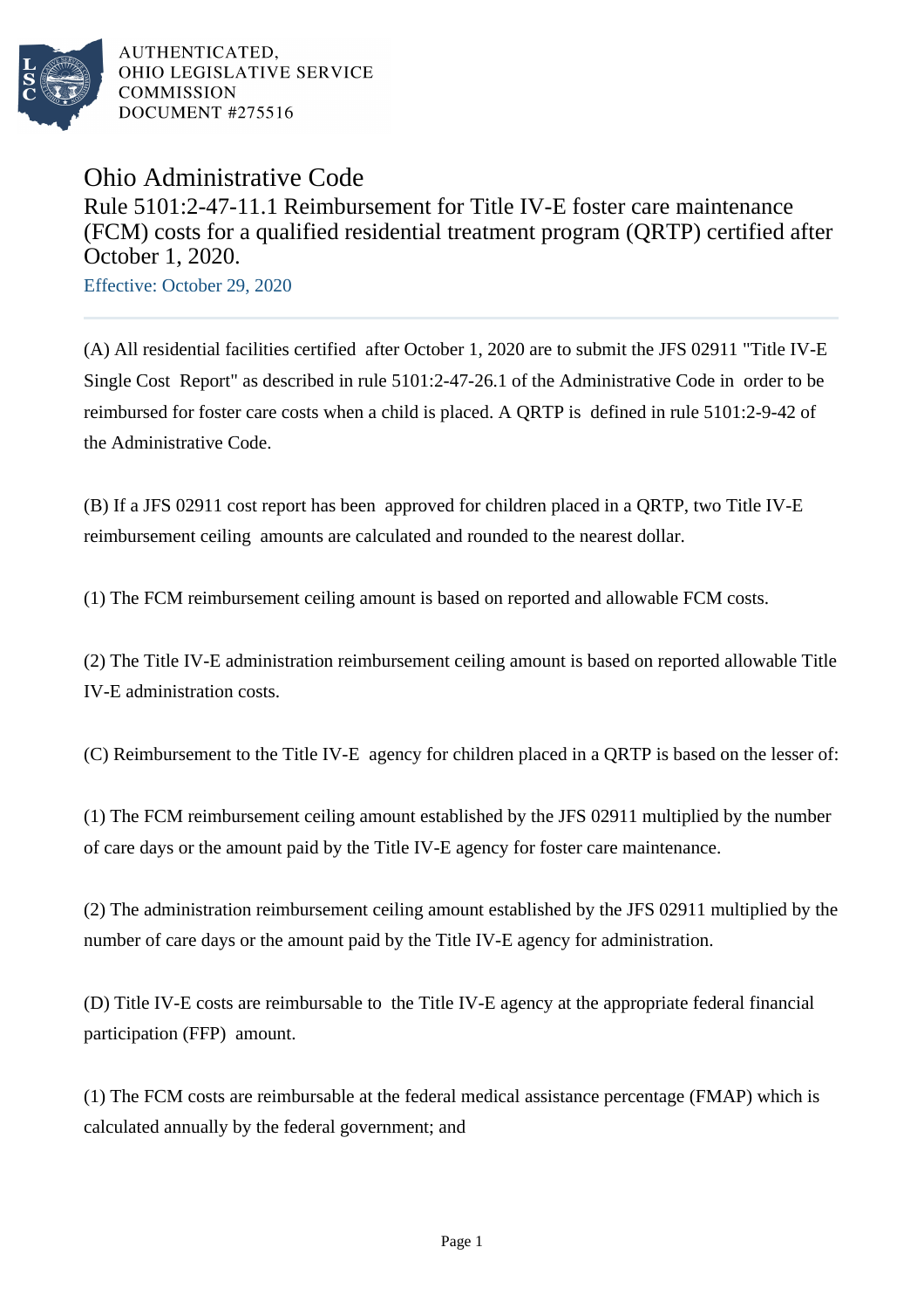AUTHENTICATED,
OHIO LEGISLATIVE SERVICE
COMMISSION
DOCUMENT #275516

# Ohio Administrative Code

## Rule 5101:2-47-11.1 Reimbursement for Title IV-E foster care maintenance (FCM) costs for a qualified residential treatment program (QRTP) certified after October 1, 2020.

Effective: October 29, 2020

---

(A) All residential facilities certified after October 1, 2020 are to submit the JFS 02911 "Title IV-E Single Cost Report" as described in rule 5101:2-47-26.1 of the Administrative Code in order to be reimbursed for foster care costs when a child is placed. A QRTP is defined in rule 5101:2-9-42 of the Administrative Code.

(B) If a JFS 02911 cost report has been approved for children placed in a QRTP, two Title IV-E reimbursement ceiling amounts are calculated and rounded to the nearest dollar.

(1) The FCM reimbursement ceiling amount is based on reported and allowable FCM costs.

(2) The Title IV-E administration reimbursement ceiling amount is based on reported allowable Title IV-E administration costs.

(C) Reimbursement to the Title IV-E agency for children placed in a QRTP is based on the lesser of:

(1) The FCM reimbursement ceiling amount established by the JFS 02911 multiplied by the number of care days or the amount paid by the Title IV-E agency for foster care maintenance.

(2) The administration reimbursement ceiling amount established by the JFS 02911 multiplied by the number of care days or the amount paid by the Title IV-E agency for administration.

(D) Title IV-E costs are reimbursable to the Title IV-E agency at the appropriate federal financial participation (FFP) amount.

(1) The FCM costs are reimbursable at the federal medical assistance percentage (FMAP) which is calculated annually by the federal government; and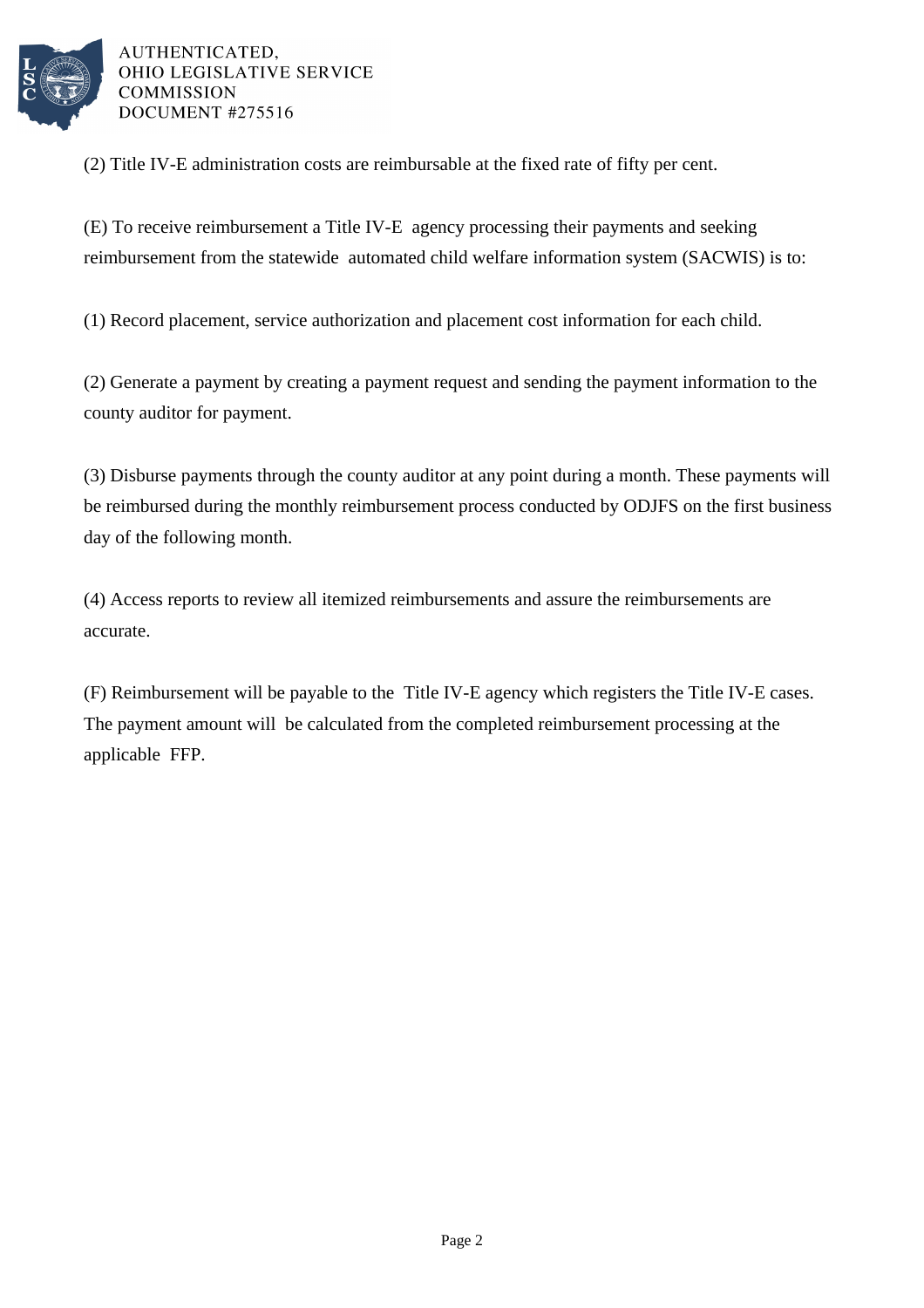(2) Title IV-E administration costs are reimbursable at the fixed rate of fifty per cent.

(E) To receive reimbursement a Title IV-E agency processing their payments and seeking reimbursement from the statewide automated child welfare information system (SACWIS) is to:

(1) Record placement, service authorization and placement cost information for each child.

(2) Generate a payment by creating a payment request and sending the payment information to the county auditor for payment.

(3) Disburse payments through the county auditor at any point during a month. These payments will be reimbursed during the monthly reimbursement process conducted by ODJFS on the first business day of the following month.

(4) Access reports to review all itemized reimbursements and assure the reimbursements are accurate.

(F) Reimbursement will be payable to the Title IV-E agency which registers the Title IV-E cases. The payment amount will be calculated from the completed reimbursement processing at the applicable FFP.